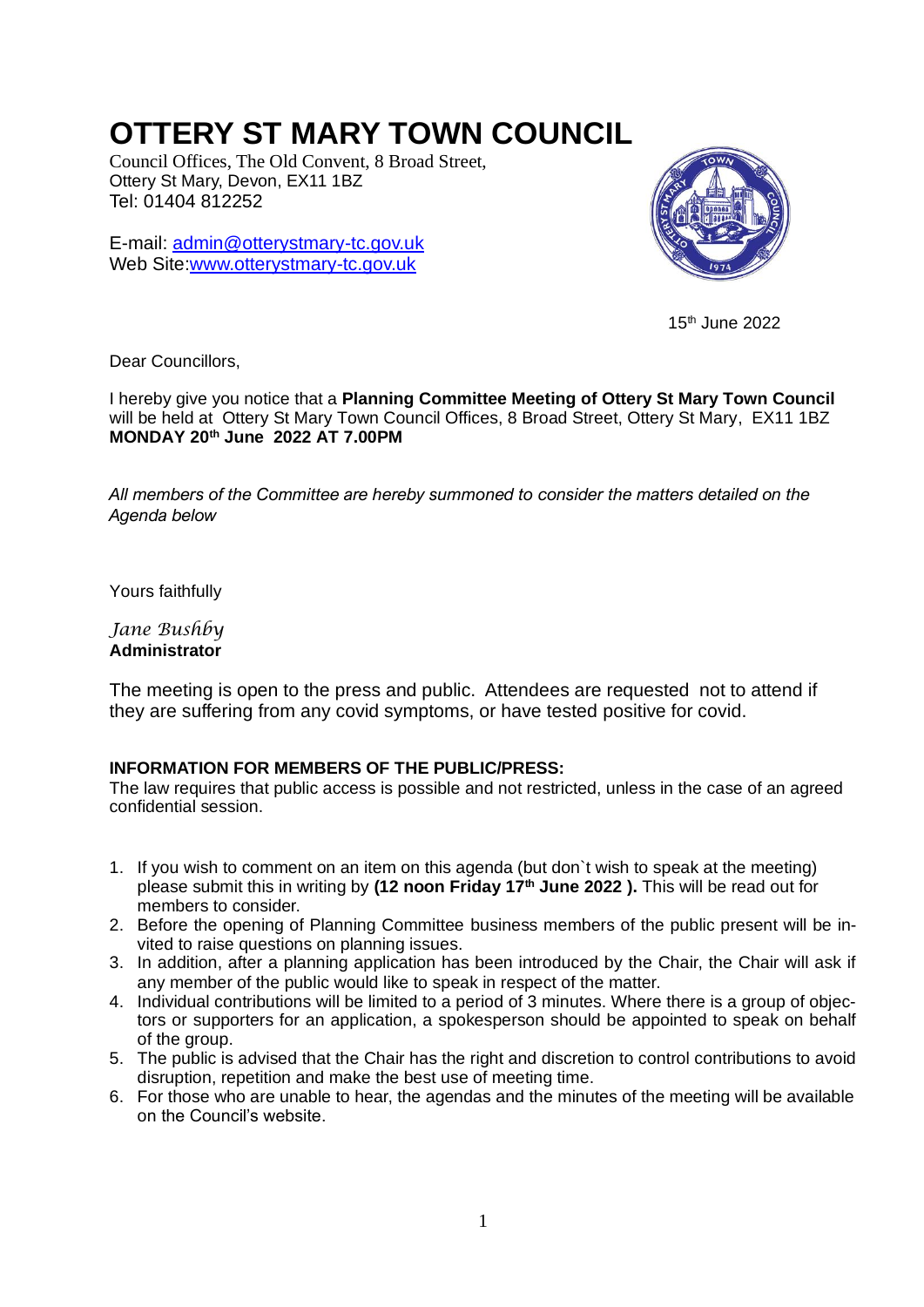# OTTERY ST MARY TOWN COUNCIL

Council Offices, The Old Convent, 8 Broad Street,
Ottery St Mary, Devon, EX11 1BZ
Tel: 01404 812252

E-mail: admin@otterystmary-tc.gov.uk
Web Site:www.otterystmary-tc.gov.uk

15th June 2022

Dear Councillors,

I hereby give you notice that a **Planning Committee Meeting of Ottery St Mary Town Council** will be held at Ottery St Mary Town Council Offices, 8 Broad Street, Ottery St Mary, EX11 1BZ **MONDAY 20th June 2022 AT 7.00PM**

*All members of the Committee are hereby summoned to consider the matters detailed on the Agenda below*

Yours faithfully

*Jane Bushby*
**Administrator**

The meeting is open to the press and public. Attendees are requested not to attend if they are suffering from any covid symptoms, or have tested positive for covid.

**INFORMATION FOR MEMBERS OF THE PUBLIC/PRESS:**

The law requires that public access is possible and not restricted, unless in the case of an agreed confidential session.

1. If you wish to comment on an item on this agenda (but don`t wish to speak at the meeting) please submit this in writing by **(12 noon Friday 17th June 2022 ).** This will be read out for members to consider.
2. Before the opening of Planning Committee business members of the public present will be invited to raise questions on planning issues.
3. In addition, after a planning application has been introduced by the Chair, the Chair will ask if any member of the public would like to speak in respect of the matter.
4. Individual contributions will be limited to a period of 3 minutes. Where there is a group of objectors or supporters for an application, a spokesperson should be appointed to speak on behalf of the group.
5. The public is advised that the Chair has the right and discretion to control contributions to avoid disruption, repetition and make the best use of meeting time.
6. For those who are unable to hear, the agendas and the minutes of the meeting will be available on the Council's website.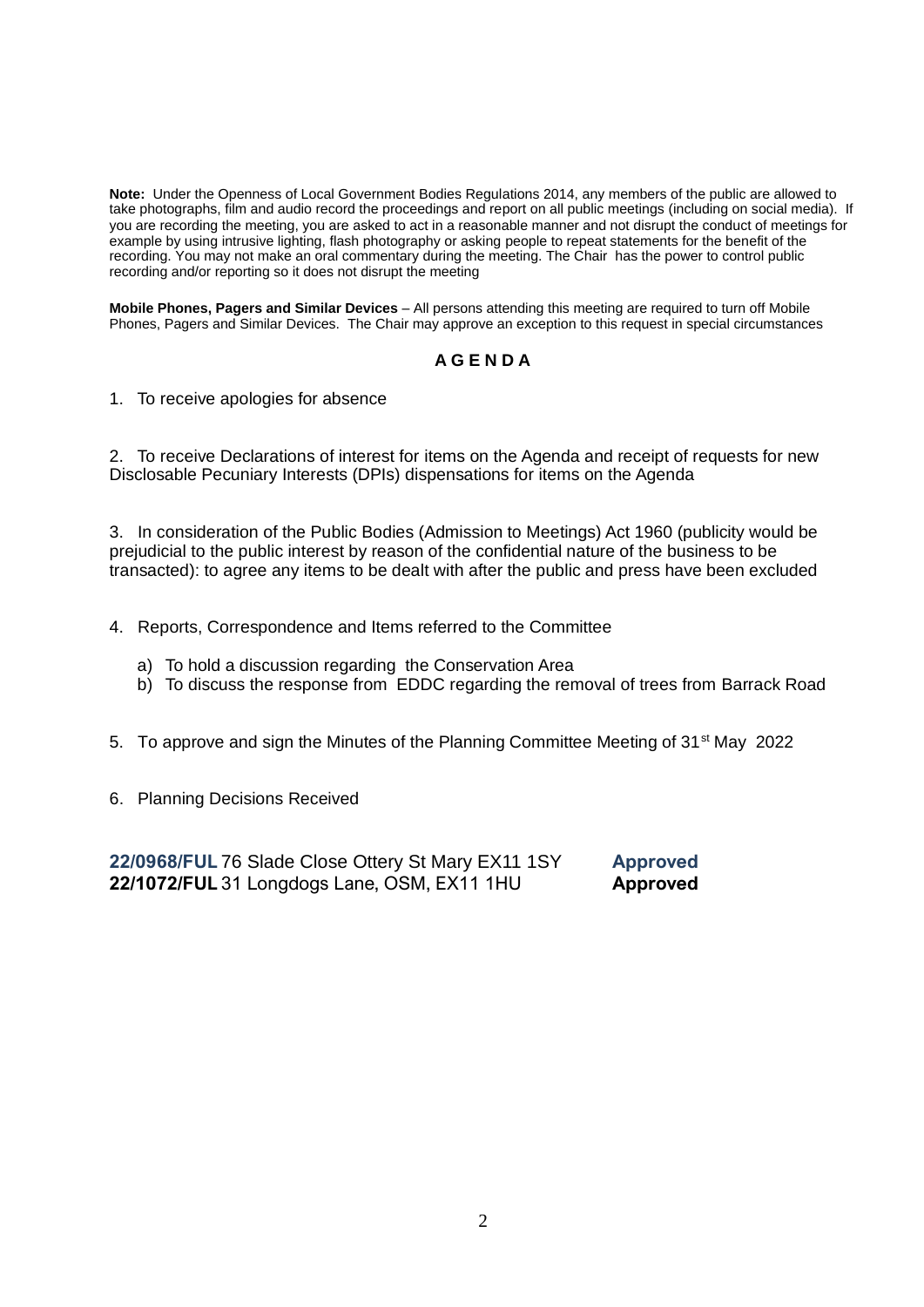**Note:** Under the Openness of Local Government Bodies Regulations 2014, any members of the public are allowed to take photographs, film and audio record the proceedings and report on all public meetings (including on social media). If you are recording the meeting, you are asked to act in a reasonable manner and not disrupt the conduct of meetings for example by using intrusive lighting, flash photography or asking people to repeat statements for the benefit of the recording. You may not make an oral commentary during the meeting. The Chair has the power to control public recording and/or reporting so it does not disrupt the meeting

**Mobile Phones, Pagers and Similar Devices** – All persons attending this meeting are required to turn off Mobile Phones, Pagers and Similar Devices. The Chair may approve an exception to this request in special circumstances

## A G E N D A

1. To receive apologies for absence

2. To receive Declarations of interest for items on the Agenda and receipt of requests for new Disclosable Pecuniary Interests (DPIs) dispensations for items on the Agenda

3. In consideration of the Public Bodies (Admission to Meetings) Act 1960 (publicity would be prejudicial to the public interest by reason of the confidential nature of the business to be transacted): to agree any items to be dealt with after the public and press have been excluded

4. Reports, Correspondence and Items referred to the Committee

   a) To hold a discussion regarding the Conservation Area
   b) To discuss the response from EDDC regarding the removal of trees from Barrack Road

5. To approve and sign the Minutes of the Planning Committee Meeting of 31st May 2022

6. Planning Decisions Received

**22/0968/FUL** 76 Slade Close Ottery St Mary EX11 1SY **Approved**
**22/1072/FUL** 31 Longdogs Lane, OSM, EX11 1HU **Approved**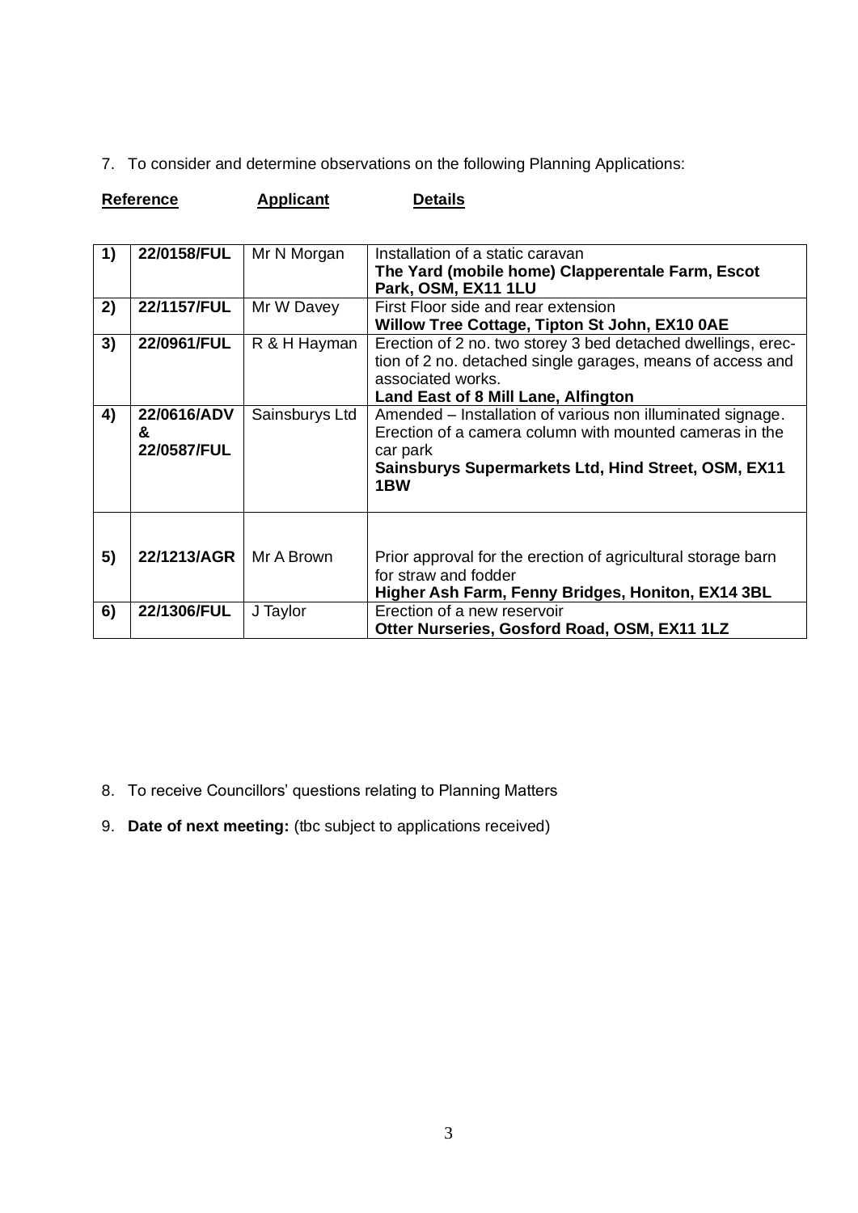7. To consider and determine observations on the following Planning Applications:

| | **Reference** | **Applicant** | **Details** |
|---|---|---|---|
| **1)** | **22/0158/FUL** | Mr N Morgan | Installation of a static caravan<br>**The Yard (mobile home) Clapperentale Farm, Escot Park, OSM, EX11 1LU** |
| **2)** | **22/1157/FUL** | Mr W Davey | First Floor side and rear extension<br>**Willow Tree Cottage, Tipton St John, EX10 0AE** |
| **3)** | **22/0961/FUL** | R & H Hayman | Erection of 2 no. two storey 3 bed detached dwellings, erection of 2 no. detached single garages, means of access and associated works.<br>**Land East of 8 Mill Lane, Alfington** |
| **4)** | **22/0616/ADV & 22/0587/FUL** | Sainsburys Ltd | Amended – Installation of various non illuminated signage. Erection of a camera column with mounted cameras in the car park<br>**Sainsburys Supermarkets Ltd, Hind Street, OSM, EX11 1BW** |
| **5)** | **22/1213/AGR** | Mr A Brown | Prior approval for the erection of agricultural storage barn for straw and fodder<br>**Higher Ash Farm, Fenny Bridges, Honiton, EX14 3BL** |
| **6)** | **22/1306/FUL** | J Taylor | Erection of a new reservoir<br>**Otter Nurseries, Gosford Road, OSM, EX11 1LZ** |

8. To receive Councillors' questions relating to Planning Matters

9. **Date of next meeting:** (tbc subject to applications received)